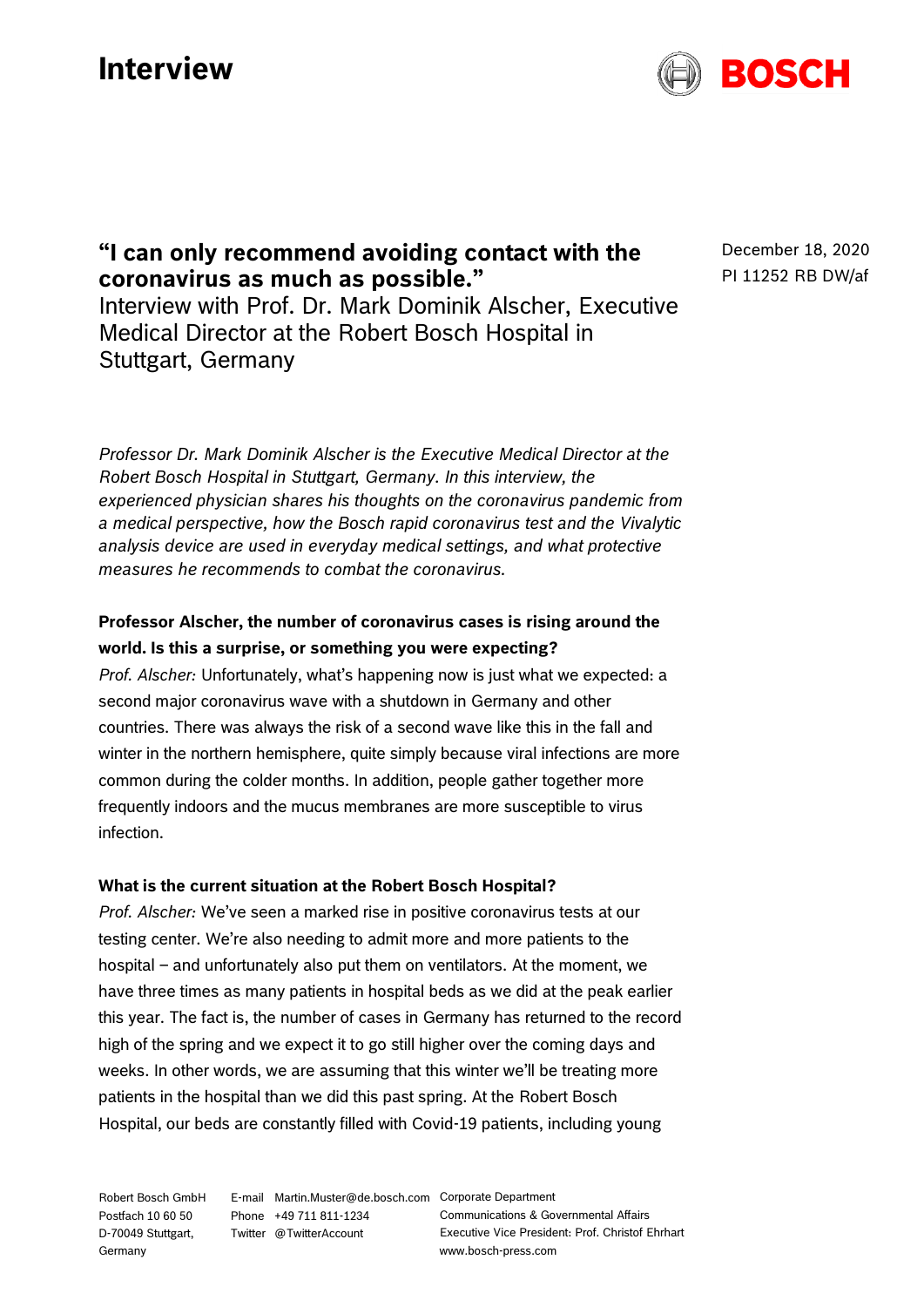# Interview

December 18, 2020
PI 11252 RB DW/af

## "I can only recommend avoiding contact with the coronavirus as much as possible."

Interview with Prof. Dr. Mark Dominik Alscher, Executive Medical Director at the Robert Bosch Hospital in Stuttgart, Germany

*Professor Dr. Mark Dominik Alscher is the Executive Medical Director at the Robert Bosch Hospital in Stuttgart, Germany. In this interview, the experienced physician shares his thoughts on the coronavirus pandemic from a medical perspective, how the Bosch rapid coronavirus test and the Vivalytic analysis device are used in everyday medical settings, and what protective measures he recommends to combat the coronavirus.*

**Professor Alscher, the number of coronavirus cases is rising around the world. Is this a surprise, or something you were expecting?**

*Prof. Alscher:* Unfortunately, what's happening now is just what we expected: a second major coronavirus wave with a shutdown in Germany and other countries. There was always the risk of a second wave like this in the fall and winter in the northern hemisphere, quite simply because viral infections are more common during the colder months. In addition, people gather together more frequently indoors and the mucus membranes are more susceptible to virus infection.

**What is the current situation at the Robert Bosch Hospital?**

*Prof. Alscher:* We've seen a marked rise in positive coronavirus tests at our testing center. We're also needing to admit more and more patients to the hospital – and unfortunately also put them on ventilators. At the moment, we have three times as many patients in hospital beds as we did at the peak earlier this year. The fact is, the number of cases in Germany has returned to the record high of the spring and we expect it to go still higher over the coming days and weeks. In other words, we are assuming that this winter we'll be treating more patients in the hospital than we did this past spring. At the Robert Bosch Hospital, our beds are constantly filled with Covid-19 patients, including young

Robert Bosch GmbH
Postfach 10 60 50
D-70049 Stuttgart,
Germany

E-mail Martin.Muster@de.bosch.com
Phone +49 711 811-1234
Twitter @TwitterAccount

Corporate Department
Communications & Governmental Affairs
Executive Vice President: Prof. Christof Ehrhart
www.bosch-press.com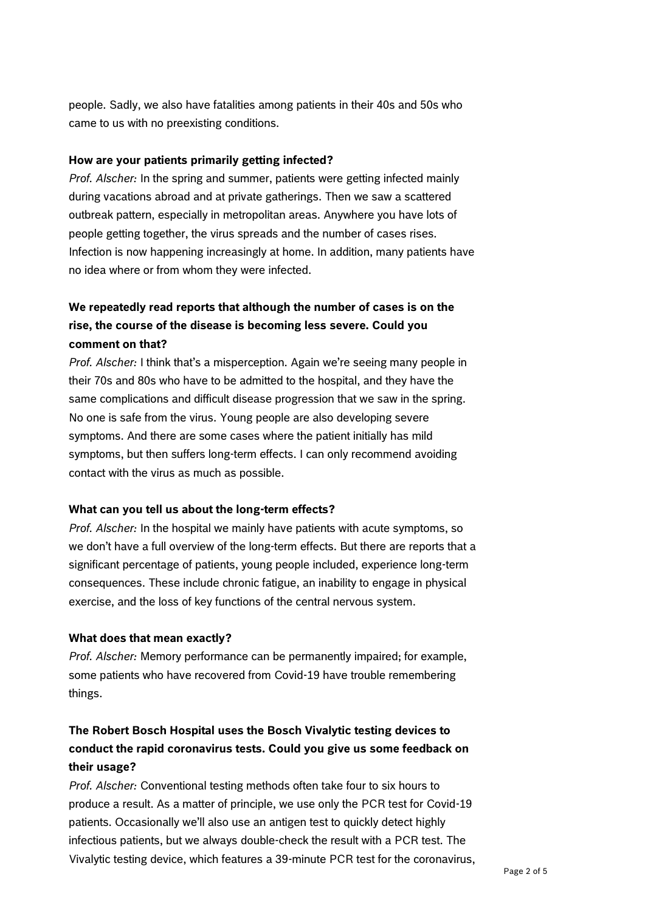people. Sadly, we also have fatalities among patients in their 40s and 50s who came to us with no preexisting conditions.

**How are your patients primarily getting infected?**
*Prof. Alscher:* In the spring and summer, patients were getting infected mainly during vacations abroad and at private gatherings. Then we saw a scattered outbreak pattern, especially in metropolitan areas. Anywhere you have lots of people getting together, the virus spreads and the number of cases rises. Infection is now happening increasingly at home. In addition, many patients have no idea where or from whom they were infected.

**We repeatedly read reports that although the number of cases is on the rise, the course of the disease is becoming less severe. Could you comment on that?**
*Prof. Alscher:* I think that's a misperception. Again we're seeing many people in their 70s and 80s who have to be admitted to the hospital, and they have the same complications and difficult disease progression that we saw in the spring. No one is safe from the virus. Young people are also developing severe symptoms. And there are some cases where the patient initially has mild symptoms, but then suffers long-term effects. I can only recommend avoiding contact with the virus as much as possible.

**What can you tell us about the long-term effects?**
*Prof. Alscher:* In the hospital we mainly have patients with acute symptoms, so we don't have a full overview of the long-term effects. But there are reports that a significant percentage of patients, young people included, experience long-term consequences. These include chronic fatigue, an inability to engage in physical exercise, and the loss of key functions of the central nervous system.

**What does that mean exactly?**
*Prof. Alscher:* Memory performance can be permanently impaired; for example, some patients who have recovered from Covid-19 have trouble remembering things.

**The Robert Bosch Hospital uses the Bosch Vivalytic testing devices to conduct the rapid coronavirus tests. Could you give us some feedback on their usage?**
*Prof. Alscher:* Conventional testing methods often take four to six hours to produce a result. As a matter of principle, we use only the PCR test for Covid-19 patients. Occasionally we'll also use an antigen test to quickly detect highly infectious patients, but we always double-check the result with a PCR test. The Vivalytic testing device, which features a 39-minute PCR test for the coronavirus,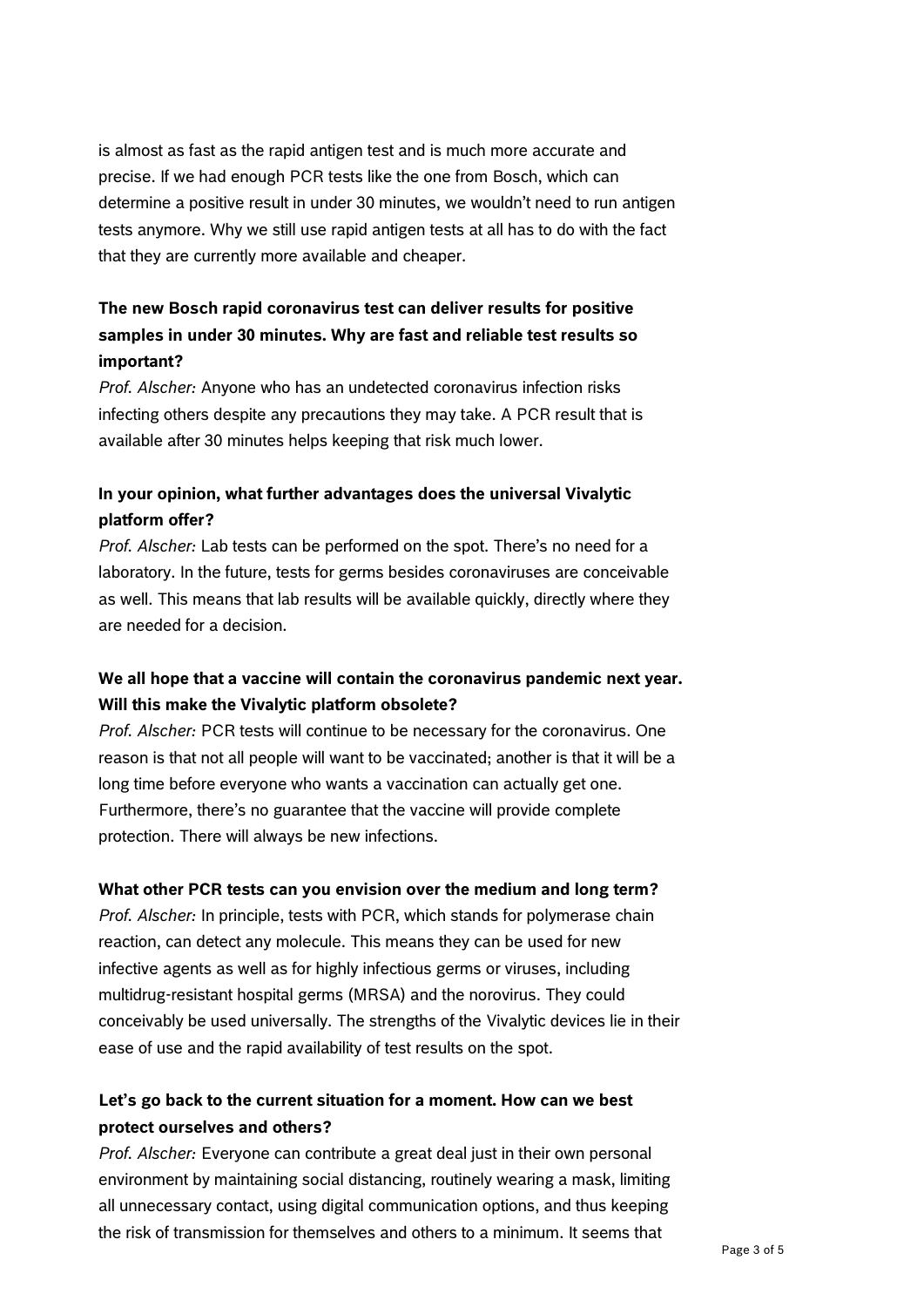is almost as fast as the rapid antigen test and is much more accurate and precise. If we had enough PCR tests like the one from Bosch, which can determine a positive result in under 30 minutes, we wouldn't need to run antigen tests anymore. Why we still use rapid antigen tests at all has to do with the fact that they are currently more available and cheaper.

**The new Bosch rapid coronavirus test can deliver results for positive samples in under 30 minutes. Why are fast and reliable test results so important?**

*Prof. Alscher:* Anyone who has an undetected coronavirus infection risks infecting others despite any precautions they may take. A PCR result that is available after 30 minutes helps keeping that risk much lower.

**In your opinion, what further advantages does the universal Vivalytic platform offer?**

*Prof. Alscher:* Lab tests can be performed on the spot. There's no need for a laboratory. In the future, tests for germs besides coronaviruses are conceivable as well. This means that lab results will be available quickly, directly where they are needed for a decision.

**We all hope that a vaccine will contain the coronavirus pandemic next year. Will this make the Vivalytic platform obsolete?**

*Prof. Alscher:* PCR tests will continue to be necessary for the coronavirus. One reason is that not all people will want to be vaccinated; another is that it will be a long time before everyone who wants a vaccination can actually get one. Furthermore, there's no guarantee that the vaccine will provide complete protection. There will always be new infections.

**What other PCR tests can you envision over the medium and long term?**

*Prof. Alscher:* In principle, tests with PCR, which stands for polymerase chain reaction, can detect any molecule. This means they can be used for new infective agents as well as for highly infectious germs or viruses, including multidrug-resistant hospital germs (MRSA) and the norovirus. They could conceivably be used universally. The strengths of the Vivalytic devices lie in their ease of use and the rapid availability of test results on the spot.

**Let's go back to the current situation for a moment. How can we best protect ourselves and others?**

*Prof. Alscher:* Everyone can contribute a great deal just in their own personal environment by maintaining social distancing, routinely wearing a mask, limiting all unnecessary contact, using digital communication options, and thus keeping the risk of transmission for themselves and others to a minimum. It seems that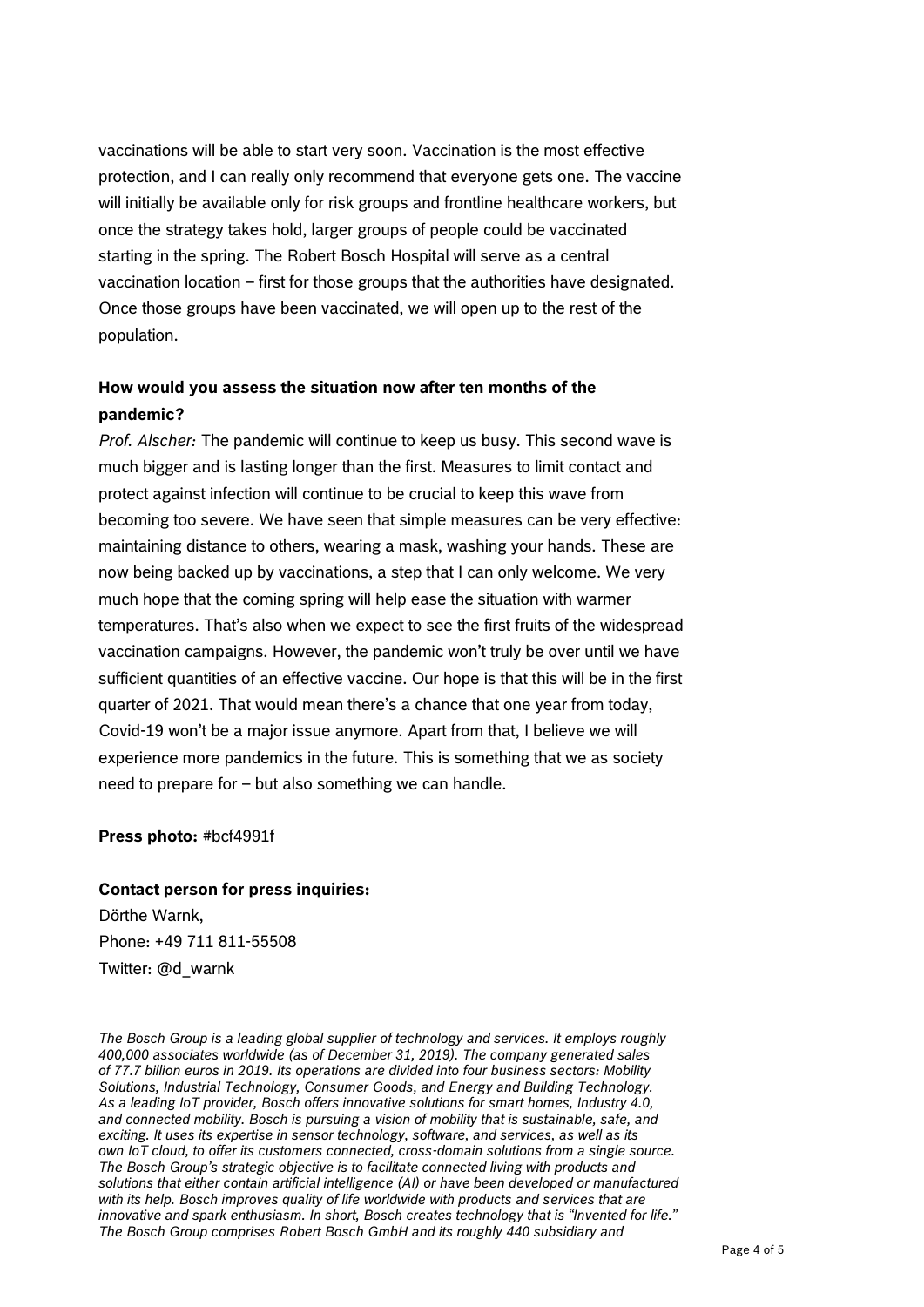vaccinations will be able to start very soon. Vaccination is the most effective protection, and I can really only recommend that everyone gets one. The vaccine will initially be available only for risk groups and frontline healthcare workers, but once the strategy takes hold, larger groups of people could be vaccinated starting in the spring. The Robert Bosch Hospital will serve as a central vaccination location – first for those groups that the authorities have designated. Once those groups have been vaccinated, we will open up to the rest of the population.

**How would you assess the situation now after ten months of the pandemic?**

*Prof. Alscher:* The pandemic will continue to keep us busy. This second wave is much bigger and is lasting longer than the first. Measures to limit contact and protect against infection will continue to be crucial to keep this wave from becoming too severe. We have seen that simple measures can be very effective: maintaining distance to others, wearing a mask, washing your hands. These are now being backed up by vaccinations, a step that I can only welcome. We very much hope that the coming spring will help ease the situation with warmer temperatures. That's also when we expect to see the first fruits of the widespread vaccination campaigns. However, the pandemic won't truly be over until we have sufficient quantities of an effective vaccine. Our hope is that this will be in the first quarter of 2021. That would mean there's a chance that one year from today, Covid-19 won't be a major issue anymore. Apart from that, I believe we will experience more pandemics in the future. This is something that we as society need to prepare for – but also something we can handle.

**Press photo:** #bcf4991f

**Contact person for press inquiries:**
Dörthe Warnk,
Phone: +49 711 811-55508
Twitter: @d_warnk

*The Bosch Group is a leading global supplier of technology and services. It employs roughly 400,000 associates worldwide (as of December 31, 2019). The company generated sales of 77.7 billion euros in 2019. Its operations are divided into four business sectors: Mobility Solutions, Industrial Technology, Consumer Goods, and Energy and Building Technology. As a leading IoT provider, Bosch offers innovative solutions for smart homes, Industry 4.0, and connected mobility. Bosch is pursuing a vision of mobility that is sustainable, safe, and exciting. It uses its expertise in sensor technology, software, and services, as well as its own IoT cloud, to offer its customers connected, cross-domain solutions from a single source. The Bosch Group's strategic objective is to facilitate connected living with products and solutions that either contain artificial intelligence (AI) or have been developed or manufactured with its help. Bosch improves quality of life worldwide with products and services that are innovative and spark enthusiasm. In short, Bosch creates technology that is "Invented for life." The Bosch Group comprises Robert Bosch GmbH and its roughly 440 subsidiary and*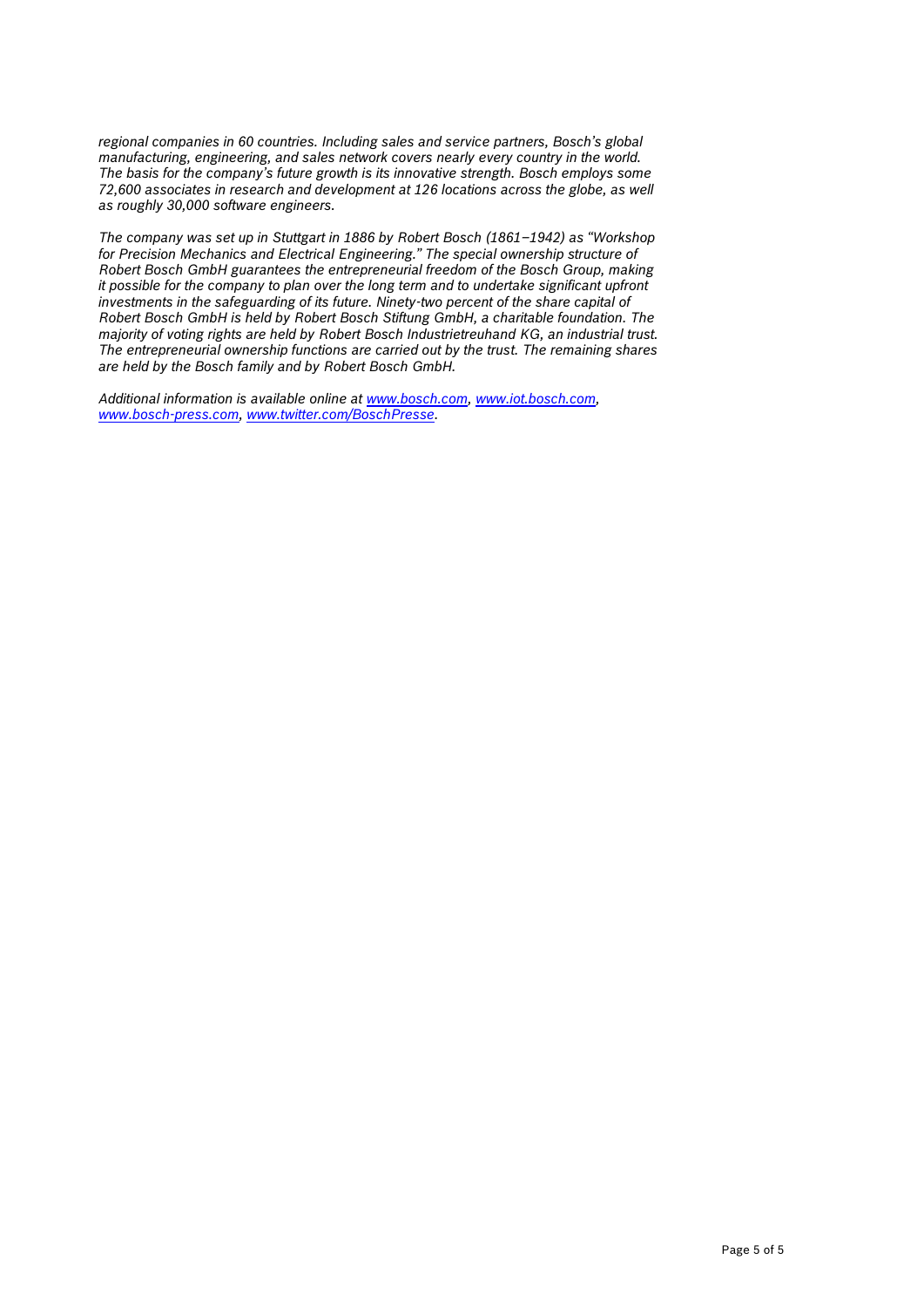*regional companies in 60 countries. Including sales and service partners, Bosch's global manufacturing, engineering, and sales network covers nearly every country in the world. The basis for the company's future growth is its innovative strength. Bosch employs some 72,600 associates in research and development at 126 locations across the globe, as well as roughly 30,000 software engineers.*

*The company was set up in Stuttgart in 1886 by Robert Bosch (1861–1942) as "Workshop for Precision Mechanics and Electrical Engineering." The special ownership structure of Robert Bosch GmbH guarantees the entrepreneurial freedom of the Bosch Group, making it possible for the company to plan over the long term and to undertake significant upfront investments in the safeguarding of its future. Ninety-two percent of the share capital of Robert Bosch GmbH is held by Robert Bosch Stiftung GmbH, a charitable foundation. The majority of voting rights are held by Robert Bosch Industrietreuhand KG, an industrial trust. The entrepreneurial ownership functions are carried out by the trust. The remaining shares are held by the Bosch family and by Robert Bosch GmbH.*

*Additional information is available online at [www.bosch.com](http://www.bosch.com), [www.iot.bosch.com](http://www.iot.bosch.com), [www.bosch-press.com](http://www.bosch-press.com), [www.twitter.com/BoschPresse](http://www.twitter.com/BoschPresse).*